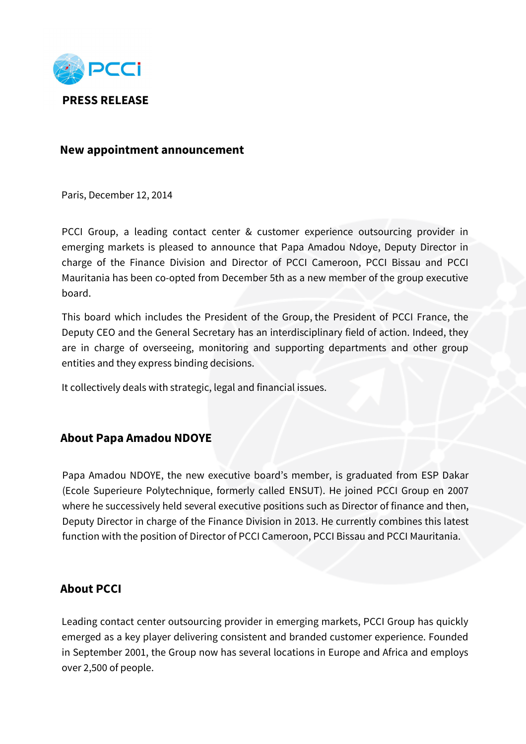PCCi

# PRESS RELEASE

## New appointment announcement

Paris, December 12, 2014

PCCI Group, a leading contact center & customer experience outsourcing provider in emerging markets is pleased to announce that Papa Amadou Ndoye, Deputy Director in charge of the Finance Division and Director of PCCI Cameroon, PCCI Bissau and PCCI Mauritania has been co-opted from December 5th as a new member of the group executive board.

This board which includes the President of the Group, the President of PCCI France, the Deputy CEO and the General Secretary has an interdisciplinary field of action. Indeed, they are in charge of overseeing, monitoring and supporting departments and other group entities and they express binding decisions.

It collectively deals with strategic, legal and financial issues.

## About Papa Amadou NDOYE

Papa Amadou NDOYE, the new executive board's member, is graduated from ESP Dakar (Ecole Superieure Polytechnique, formerly called ENSUT). He joined PCCI Group en 2007 where he successively held several executive positions such as Director of finance and then, Deputy Director in charge of the Finance Division in 2013. He currently combines this latest function with the position of Director of PCCI Cameroon, PCCI Bissau and PCCI Mauritania.

## About PCCI

Leading contact center outsourcing provider in emerging markets, PCCI Group has quickly emerged as a key player delivering consistent and branded customer experience. Founded in September 2001, the Group now has several locations in Europe and Africa and employs over 2,500 of people.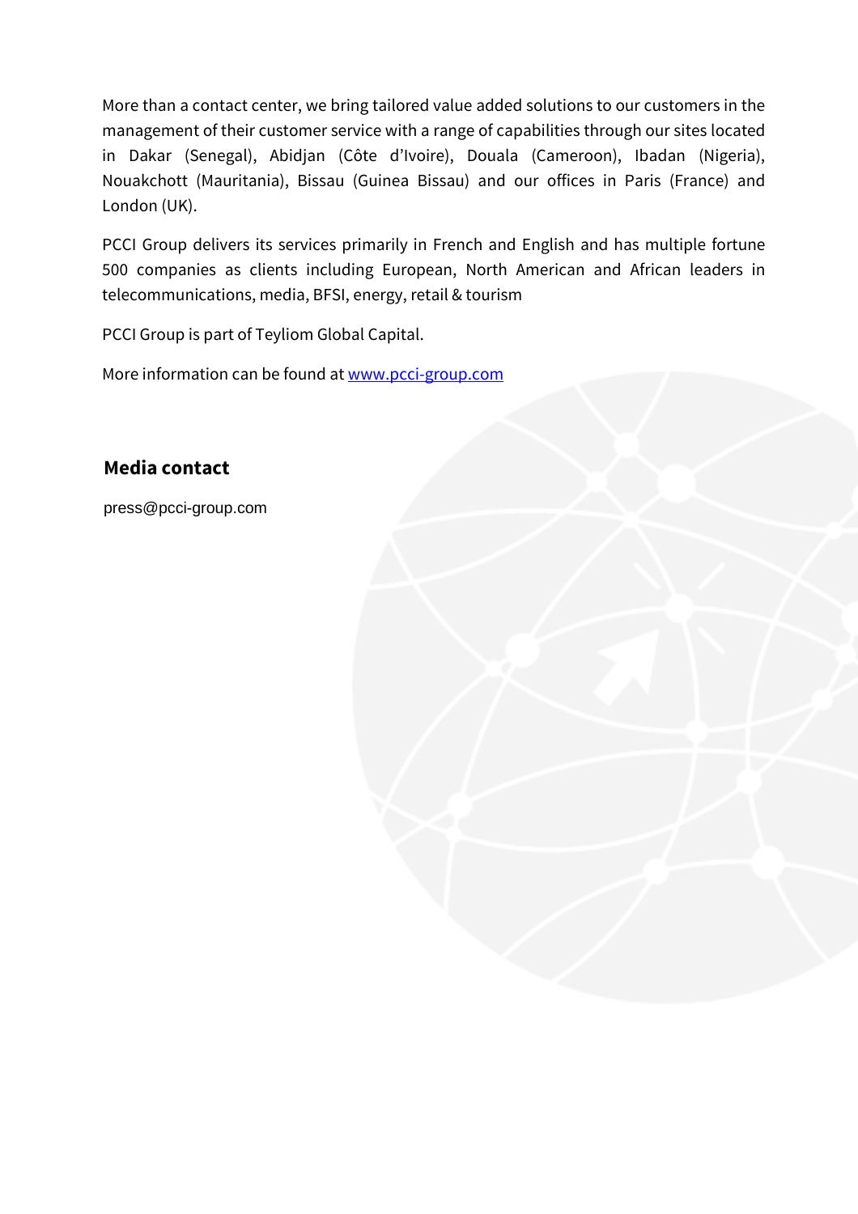More than a contact center, we bring tailored value added solutions to our customers in the management of their customer service with a range of capabilities through our sites located in Dakar (Senegal), Abidjan (Côte d'Ivoire), Douala (Cameroon), Ibadan (Nigeria), Nouakchott (Mauritania), Bissau (Guinea Bissau) and our offices in Paris (France) and London (UK).

PCCI Group delivers its services primarily in French and English and has multiple fortune 500 companies as clients including European, North American and African leaders in telecommunications, media, BFSI, energy, retail & tourism

PCCI Group is part of Teyliom Global Capital.

More information can be found at [www.pcci-group.com](http://www.pcci-group.com)

## Media contact

press@pcci-group.com